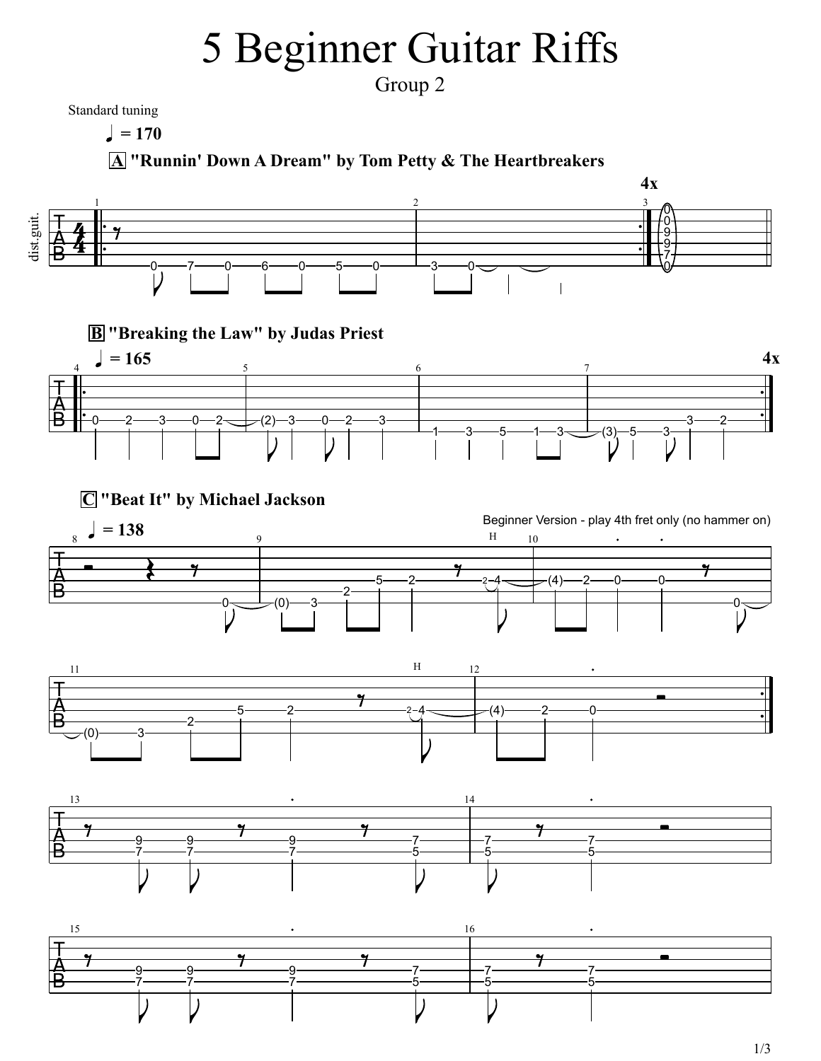# 5 Beginner Guitar Riffs

Group 2

Standard tuning

♩ = 170

**A "Runnin' Down A Dream" by Tom Petty & The Heartbreakers**

**4x**

♩ = 165

**B "Breaking the Law" by Judas Priest**

**4x**

**C "Beat It" by Michael Jackson**

♩ = 138

Beginner Version - play 4th fret only (no hammer on)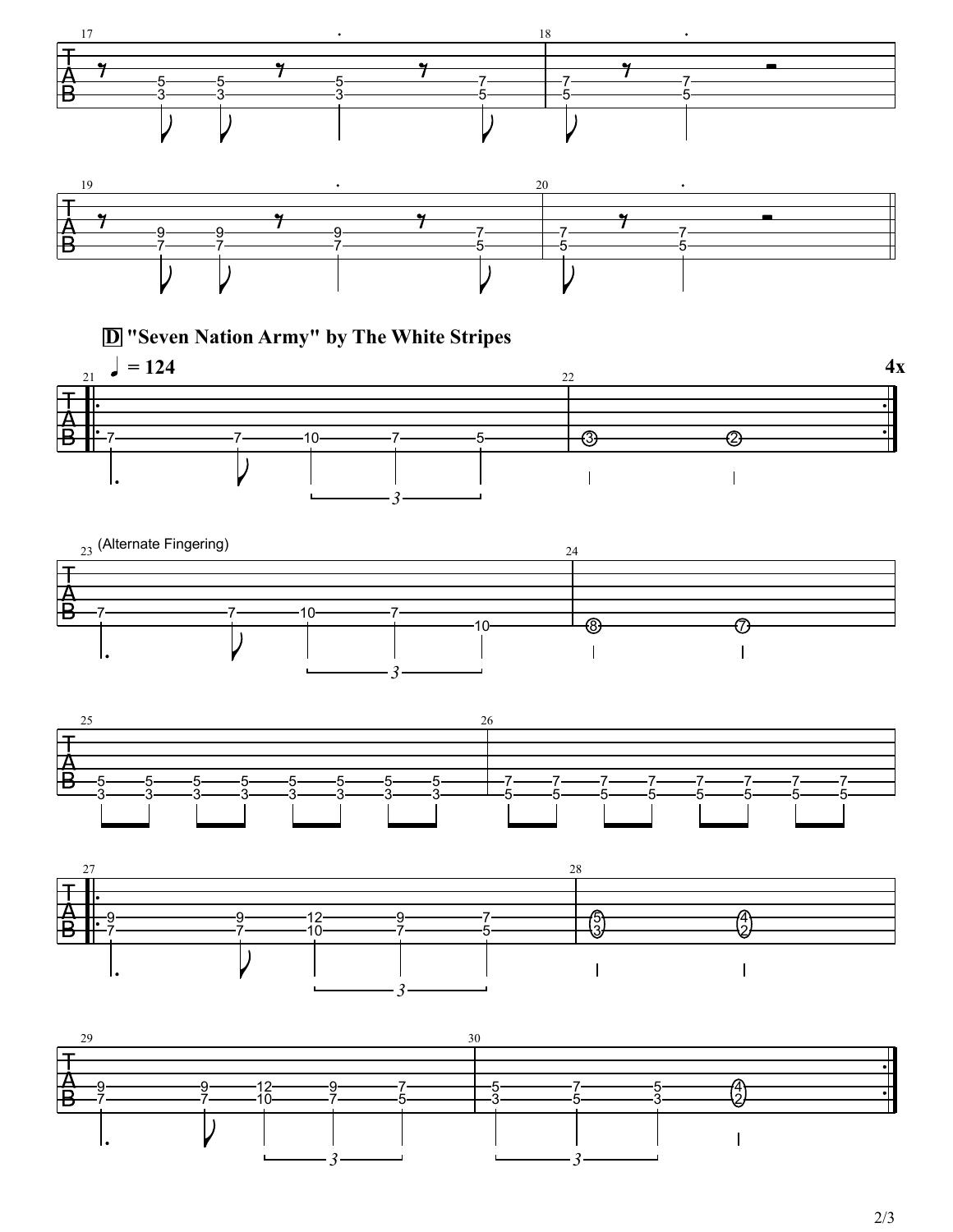## D "Seven Nation Army" by The White Stripes

♩ = 124

4x

(Alternate Fingering)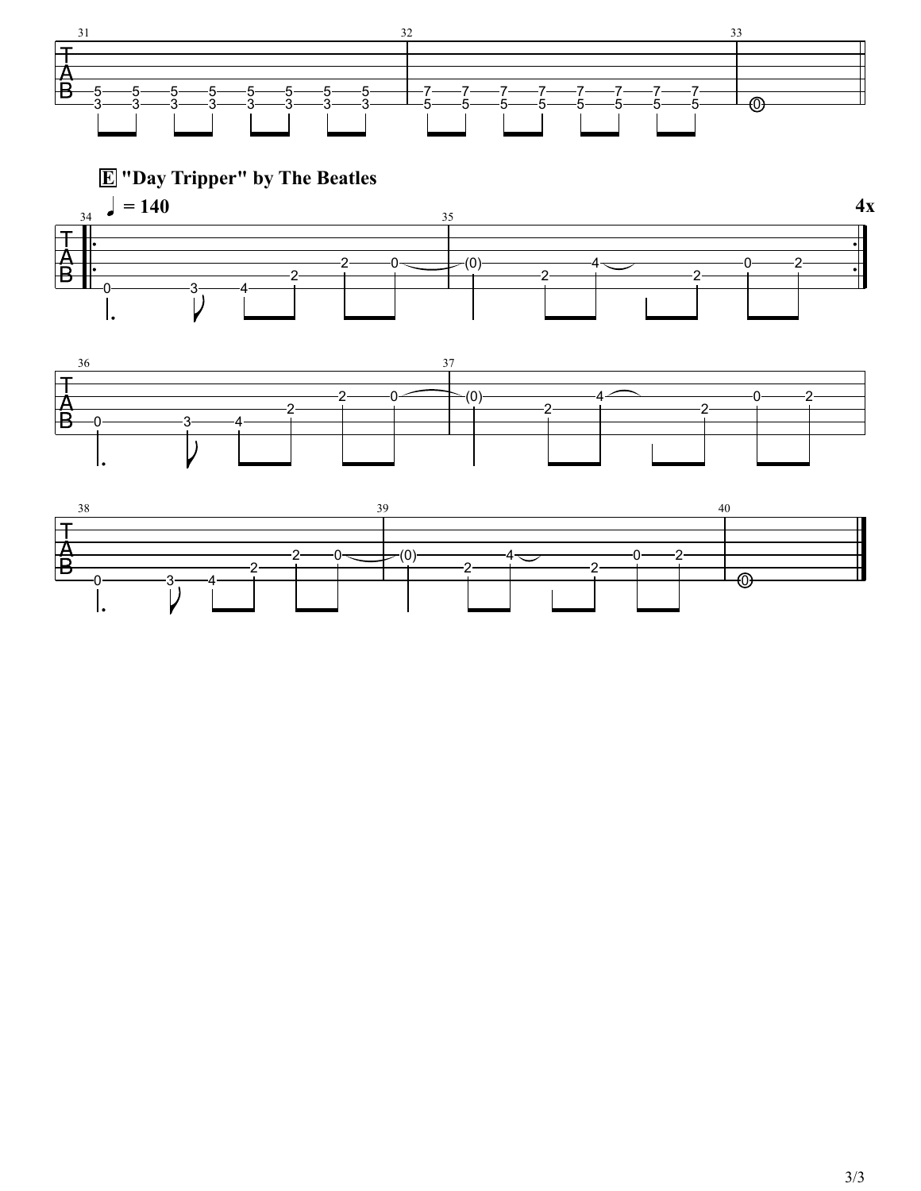**E "Day Tripper" by The Beatles**

♩ = 140

4x